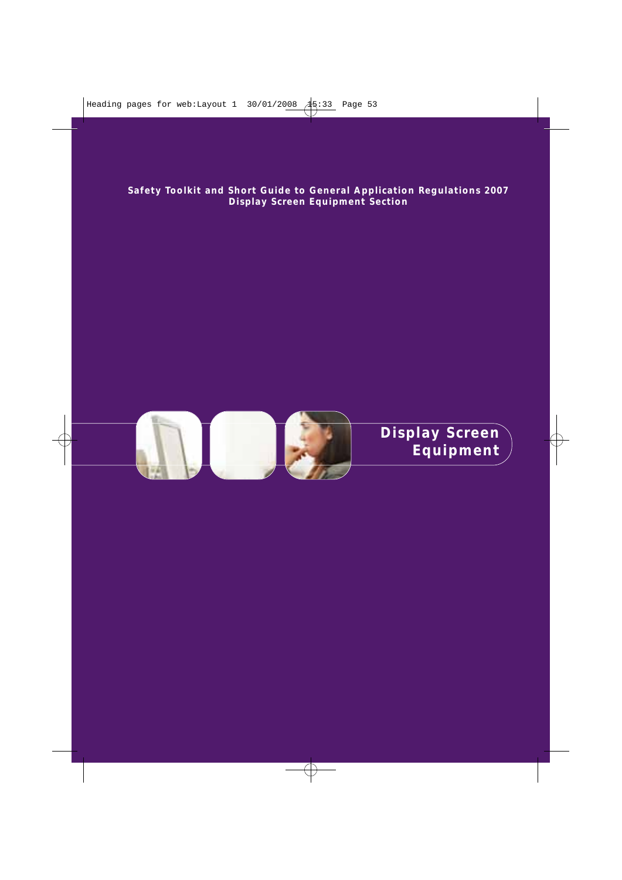**Safety Toolkit and Short Guide to General Application Regulations 2007**
**Display Screen Equipment Section**

# Display Screen Equipment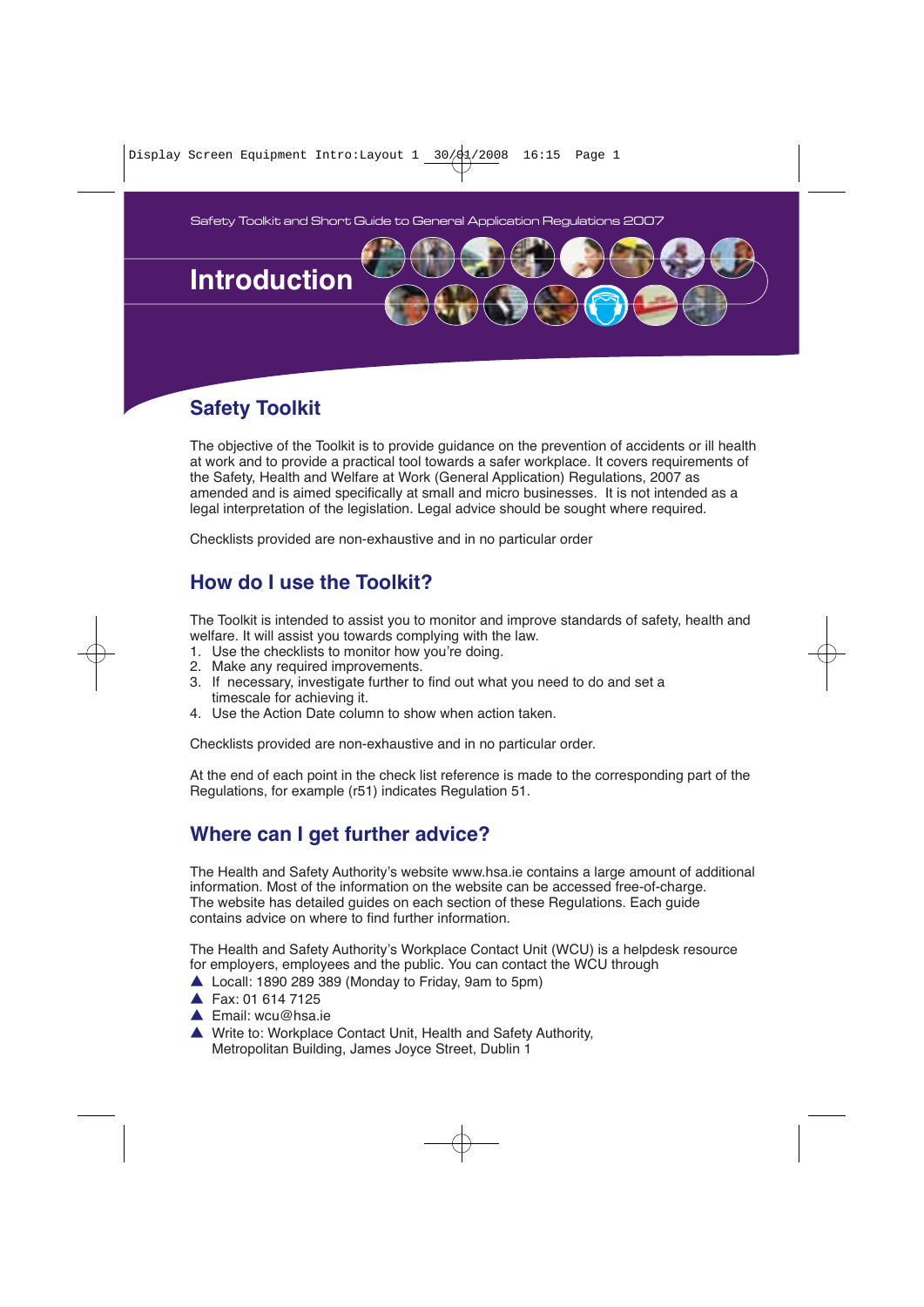Safety Toolkit and Short Guide to General Application Regulations 2007

# Introduction

## Safety Toolkit

The objective of the Toolkit is to provide guidance on the prevention of accidents or ill health at work and to provide a practical tool towards a safer workplace. It covers requirements of the Safety, Health and Welfare at Work (General Application) Regulations, 2007 as amended and is aimed specifically at small and micro businesses. It is not intended as a legal interpretation of the legislation. Legal advice should be sought where required.

Checklists provided are non-exhaustive and in no particular order

## How do I use the Toolkit?

The Toolkit is intended to assist you to monitor and improve standards of safety, health and welfare. It will assist you towards complying with the law.

1. Use the checklists to monitor how you're doing.
2. Make any required improvements.
3. If necessary, investigate further to find out what you need to do and set a timescale for achieving it.
4. Use the Action Date column to show when action taken.

Checklists provided are non-exhaustive and in no particular order.

At the end of each point in the check list reference is made to the corresponding part of the Regulations, for example (r51) indicates Regulation 51.

## Where can I get further advice?

The Health and Safety Authority's website www.hsa.ie contains a large amount of additional information. Most of the information on the website can be accessed free-of-charge. The website has detailed guides on each section of these Regulations. Each guide contains advice on where to find further information.

The Health and Safety Authority's Workplace Contact Unit (WCU) is a helpdesk resource for employers, employees and the public. You can contact the WCU through

- Locall: 1890 289 389 (Monday to Friday, 9am to 5pm)
- Fax: 01 614 7125
- Email: wcu@hsa.ie
- Write to: Workplace Contact Unit, Health and Safety Authority, Metropolitan Building, James Joyce Street, Dublin 1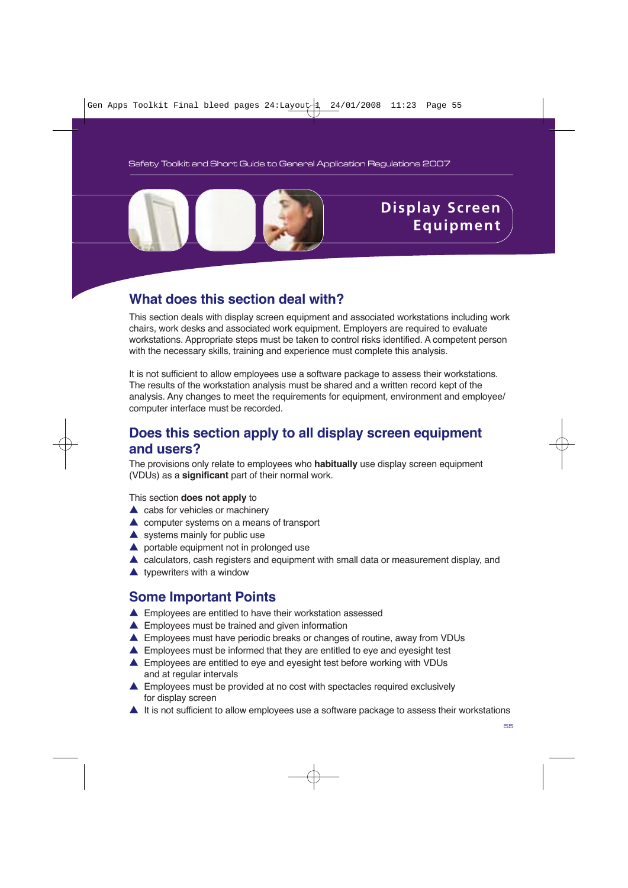# Display Screen Equipment

## What does this section deal with?

This section deals with display screen equipment and associated workstations including work chairs, work desks and associated work equipment. Employers are required to evaluate workstations. Appropriate steps must be taken to control risks identified. A competent person with the necessary skills, training and experience must complete this analysis.

It is not sufficient to allow employees use a software package to assess their workstations. The results of the workstation analysis must be shared and a written record kept of the analysis. Any changes to meet the requirements for equipment, environment and employee/computer interface must be recorded.

## Does this section apply to all display screen equipment and users?

The provisions only relate to employees who **habitually** use display screen equipment (VDUs) as a **significant** part of their normal work.

This section **does not apply** to

- cabs for vehicles or machinery
- computer systems on a means of transport
- systems mainly for public use
- portable equipment not in prolonged use
- calculators, cash registers and equipment with small data or measurement display, and
- typewriters with a window

## Some Important Points

- Employees are entitled to have their workstation assessed
- Employees must be trained and given information
- Employees must have periodic breaks or changes of routine, away from VDUs
- Employees must be informed that they are entitled to eye and eyesight test
- Employees are entitled to eye and eyesight test before working with VDUs and at regular intervals
- Employees must be provided at no cost with spectacles required exclusively for display screen
- It is not sufficient to allow employees use a software package to assess their workstations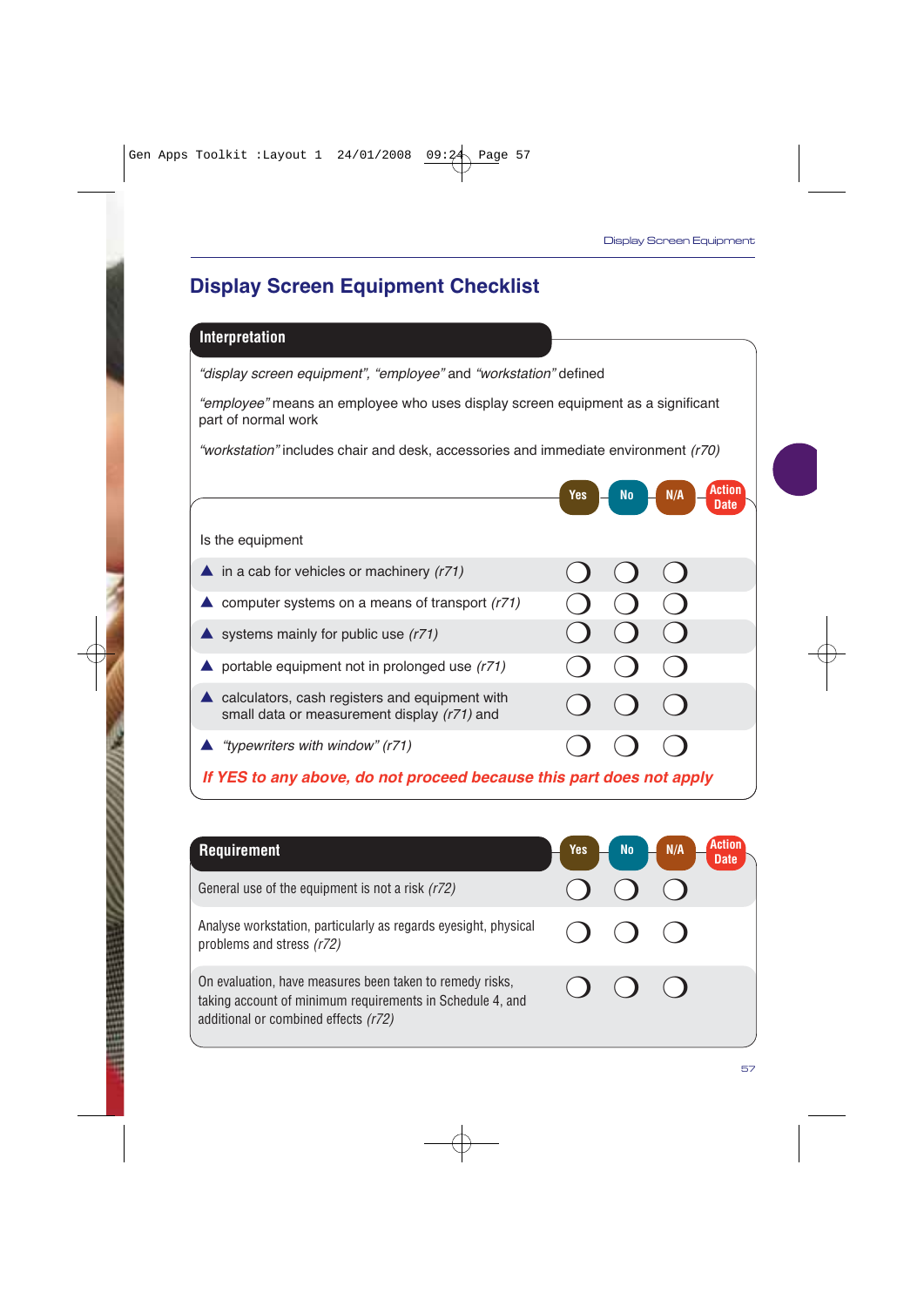# Display Screen Equipment Checklist

## Interpretation

*"display screen equipment", "employee"* and *"workstation"* defined

*"employee"* means an employee who uses display screen equipment as a significant part of normal work

*"workstation"* includes chair and desk, accessories and immediate environment *(r70)*

| Is the equipment | Yes | No | N/A | Action Date |
|---|---|---|---|---|
| ▲ in a cab for vehicles or machinery *(r71)* | ❍ | ❍ | ❍ | |
| ▲ computer systems on a means of transport *(r71)* | ❍ | ❍ | ❍ | |
| ▲ systems mainly for public use *(r71)* | ❍ | ❍ | ❍ | |
| ▲ portable equipment not in prolonged use *(r71)* | ❍ | ❍ | ❍ | |
| ▲ calculators, cash registers and equipment with small data or measurement display *(r71)* and | ❍ | ❍ | ❍ | |
| ▲ *"typewriters with window" (r71)* | ❍ | ❍ | ❍ | |

***If YES to any above, do not proceed because this part does not apply***

| Requirement | Yes | No | N/A | Action Date |
|---|---|---|---|---|
| General use of the equipment is not a risk *(r72)* | ❍ | ❍ | ❍ | |
| Analyse workstation, particularly as regards eyesight, physical problems and stress *(r72)* | ❍ | ❍ | ❍ | |
| On evaluation, have measures been taken to remedy risks, taking account of minimum requirements in Schedule 4, and additional or combined effects *(r72)* | ❍ | ❍ | ❍ | |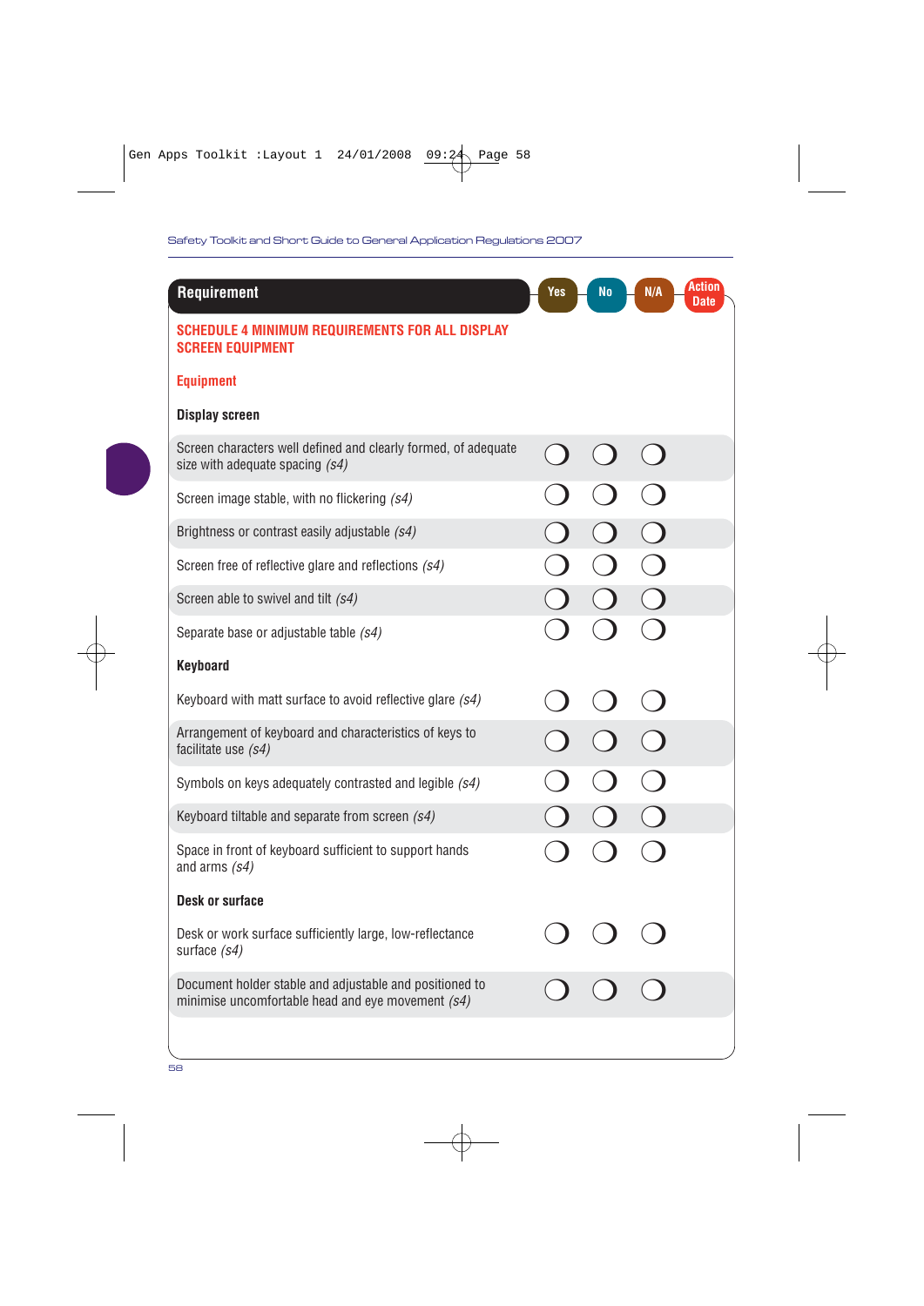| Requirement | Yes | No | N/A | Action Date |
|---|---|---|---|---|
| **SCHEDULE 4 MINIMUM REQUIREMENTS FOR ALL DISPLAY SCREEN EQUIPMENT** | | | | |
| **Equipment** | | | | |
| **Display screen** | | | | |
| Screen characters well defined and clearly formed, of adequate size with adequate spacing *(s4)* | ○ | ○ | ○ | |
| Screen image stable, with no flickering *(s4)* | ○ | ○ | ○ | |
| Brightness or contrast easily adjustable *(s4)* | ○ | ○ | ○ | |
| Screen free of reflective glare and reflections *(s4)* | ○ | ○ | ○ | |
| Screen able to swivel and tilt *(s4)* | ○ | ○ | ○ | |
| Separate base or adjustable table *(s4)* | ○ | ○ | ○ | |
| **Keyboard** | | | | |
| Keyboard with matt surface to avoid reflective glare *(s4)* | ○ | ○ | ○ | |
| Arrangement of keyboard and characteristics of keys to facilitate use *(s4)* | ○ | ○ | ○ | |
| Symbols on keys adequately contrasted and legible *(s4)* | ○ | ○ | ○ | |
| Keyboard tiltable and separate from screen *(s4)* | ○ | ○ | ○ | |
| Space in front of keyboard sufficient to support hands and arms *(s4)* | ○ | ○ | ○ | |
| **Desk or surface** | | | | |
| Desk or work surface sufficiently large, low-reflectance surface *(s4)* | ○ | ○ | ○ | |
| Document holder stable and adjustable and positioned to minimise uncomfortable head and eye movement *(s4)* | ○ | ○ | ○ | |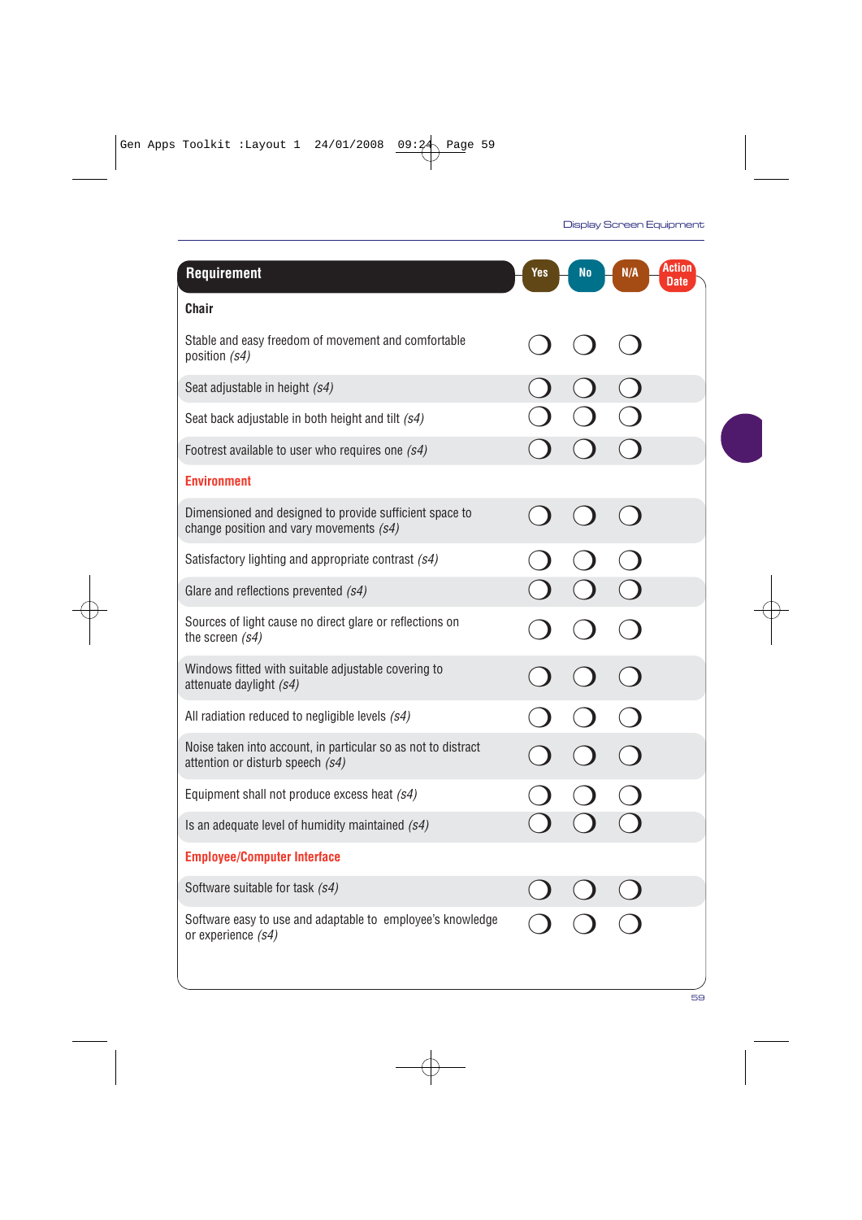| Requirement | Yes | No | N/A | Action Date |
|---|---|---|---|---|
| **Chair** | | | | |
| Stable and easy freedom of movement and comfortable position *(s4)* | ❍ | ❍ | ❍ | |
| Seat adjustable in height *(s4)* | ❍ | ❍ | ❍ | |
| Seat back adjustable in both height and tilt *(s4)* | ❍ | ❍ | ❍ | |
| Footrest available to user who requires one *(s4)* | ❍ | ❍ | ❍ | |
| **Environment** | | | | |
| Dimensioned and designed to provide sufficient space to change position and vary movements *(s4)* | ❍ | ❍ | ❍ | |
| Satisfactory lighting and appropriate contrast *(s4)* | ❍ | ❍ | ❍ | |
| Glare and reflections prevented *(s4)* | ❍ | ❍ | ❍ | |
| Sources of light cause no direct glare or reflections on the screen *(s4)* | ❍ | ❍ | ❍ | |
| Windows fitted with suitable adjustable covering to attenuate daylight *(s4)* | ❍ | ❍ | ❍ | |
| All radiation reduced to negligible levels *(s4)* | ❍ | ❍ | ❍ | |
| Noise taken into account, in particular so as not to distract attention or disturb speech *(s4)* | ❍ | ❍ | ❍ | |
| Equipment shall not produce excess heat *(s4)* | ❍ | ❍ | ❍ | |
| Is an adequate level of humidity maintained *(s4)* | ❍ | ❍ | ❍ | |
| **Employee/Computer Interface** | | | | |
| Software suitable for task *(s4)* | ❍ | ❍ | ❍ | |
| Software easy to use and adaptable to employee's knowledge or experience *(s4)* | ❍ | ❍ | ❍ | |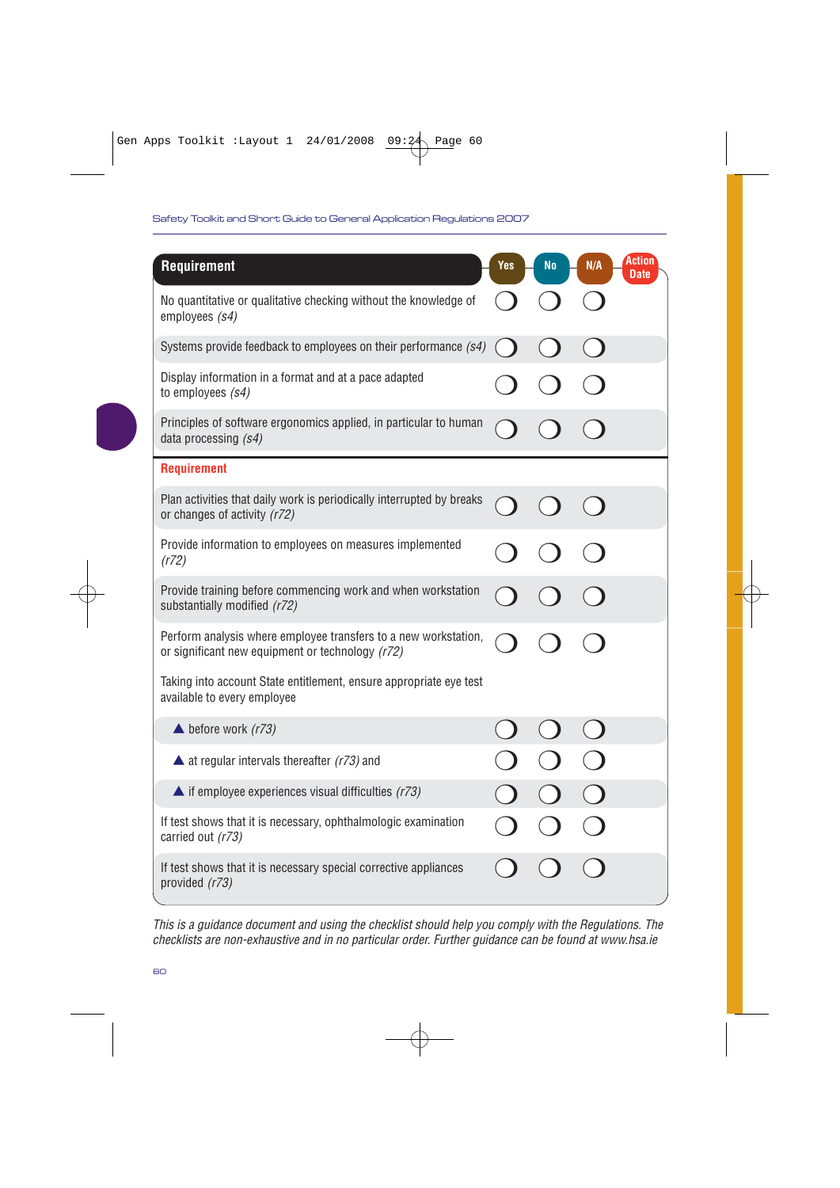| Requirement | Yes | No | N/A | Action Date |
|---|---|---|---|---|
| No quantitative or qualitative checking without the knowledge of employees *(s4)* | ◯ | ◯ | ◯ | |
| Systems provide feedback to employees on their performance *(s4)* | ◯ | ◯ | ◯ | |
| Display information in a format and at a pace adapted to employees *(s4)* | ◯ | ◯ | ◯ | |
| Principles of software ergonomics applied, in particular to human data processing *(s4)* | ◯ | ◯ | ◯ | |
| **Requirement** | | | | |
| Plan activities that daily work is periodically interrupted by breaks or changes of activity *(r72)* | ◯ | ◯ | ◯ | |
| Provide information to employees on measures implemented *(r72)* | ◯ | ◯ | ◯ | |
| Provide training before commencing work and when workstation substantially modified *(r72)* | ◯ | ◯ | ◯ | |
| Perform analysis where employee transfers to a new workstation, or significant new equipment or technology *(r72)* | ◯ | ◯ | ◯ | |
| Taking into account State entitlement, ensure appropriate eye test available to every employee | | | | |
| ▲ before work *(r73)* | ◯ | ◯ | ◯ | |
| ▲ at regular intervals thereafter *(r73)* and | ◯ | ◯ | ◯ | |
| ▲ if employee experiences visual difficulties *(r73)* | ◯ | ◯ | ◯ | |
| If test shows that it is necessary, ophthalmologic examination carried out *(r73)* | ◯ | ◯ | ◯ | |
| If test shows that it is necessary special corrective appliances provided *(r73)* | ◯ | ◯ | ◯ | |

*This is a guidance document and using the checklist should help you comply with the Regulations. The checklists are non-exhaustive and in no particular order. Further guidance can be found at www.hsa.ie*